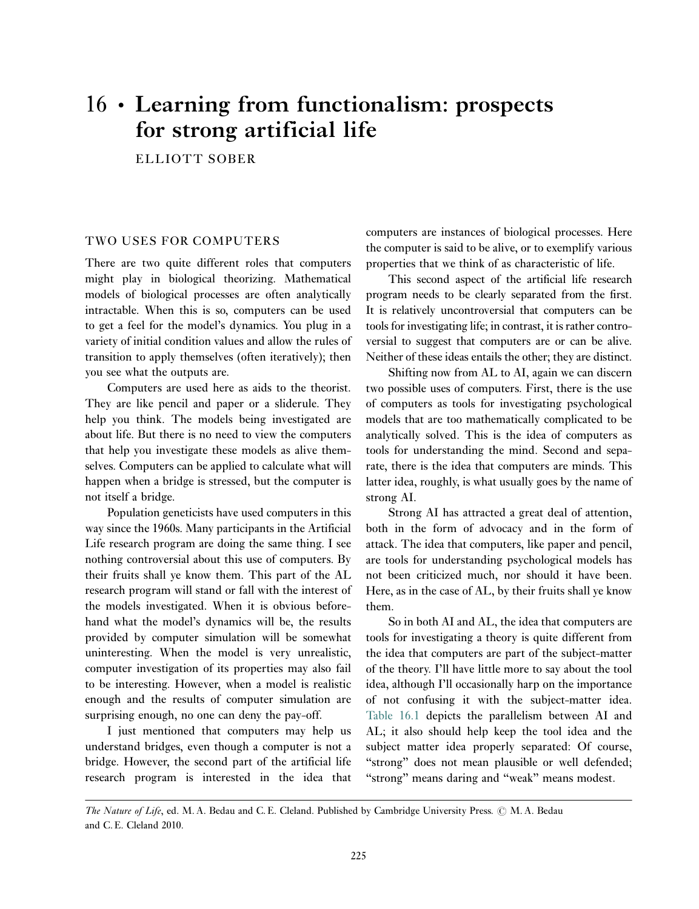# 16 • Learning from functionalism: prospects for strong artificial life

ELLIOTT SOBER

## TWO USES FOR COMPUTERS

There are two quite different roles that computers might play in biological theorizing. Mathematical models of biological processes are often analytically intractable. When this is so, computers can be used to get a feel for the model's dynamics. You plug in a variety of initial condition values and allow the rules of transition to apply themselves (often iteratively); then you see what the outputs are.

Computers are used here as aids to the theorist. They are like pencil and paper or a sliderule. They help you think. The models being investigated are about life. But there is no need to view the computers that help you investigate these models as alive themselves. Computers can be applied to calculate what will happen when a bridge is stressed, but the computer is not itself a bridge.

Population geneticists have used computers in this way since the 1960s. Many participants in the Artificial Life research program are doing the same thing. I see nothing controversial about this use of computers. By their fruits shall ye know them. This part of the AL research program will stand or fall with the interest of the models investigated. When it is obvious beforehand what the model's dynamics will be, the results provided by computer simulation will be somewhat uninteresting. When the model is very unrealistic, computer investigation of its properties may also fail to be interesting. However, when a model is realistic enough and the results of computer simulation are surprising enough, no one can deny the pay-off.

I just mentioned that computers may help us understand bridges, even though a computer is not a bridge. However, the second part of the artificial life research program is interested in the idea that computers are instances of biological processes. Here the computer is said to be alive, or to exemplify various properties that we think of as characteristic of life.

This second aspect of the artificial life research program needs to be clearly separated from the first. It is relatively uncontroversial that computers can be tools for investigating life; in contrast, it is rather controversial to suggest that computers are or can be alive. Neither of these ideas entails the other; they are distinct.

Shifting now from AL to AI, again we can discern two possible uses of computers. First, there is the use of computers as tools for investigating psychological models that are too mathematically complicated to be analytically solved. This is the idea of computers as tools for understanding the mind. Second and separate, there is the idea that computers are minds. This latter idea, roughly, is what usually goes by the name of strong AI.

Strong AI has attracted a great deal of attention, both in the form of advocacy and in the form of attack. The idea that computers, like paper and pencil, are tools for understanding psychological models has not been criticized much, nor should it have been. Here, as in the case of AL, by their fruits shall ye know them.

So in both AI and AL, the idea that computers are tools for investigating a theory is quite different from the idea that computers are part of the subject-matter of the theory. I'll have little more to say about the tool idea, although I'll occasionally harp on the importance of not confusing it with the subject-matter idea. Table 16.1 depicts the parallelism between AI and AL; it also should help keep the tool idea and the subject matter idea properly separated: Of course, "strong" does not mean plausible or well defended; "strong" means daring and "weak" means modest.

*The Nature of Life*, ed. M. A. Bedau and C. E. Cleland. Published by Cambridge University Press. © M. A. Bedau and C. E. Cleland 2010.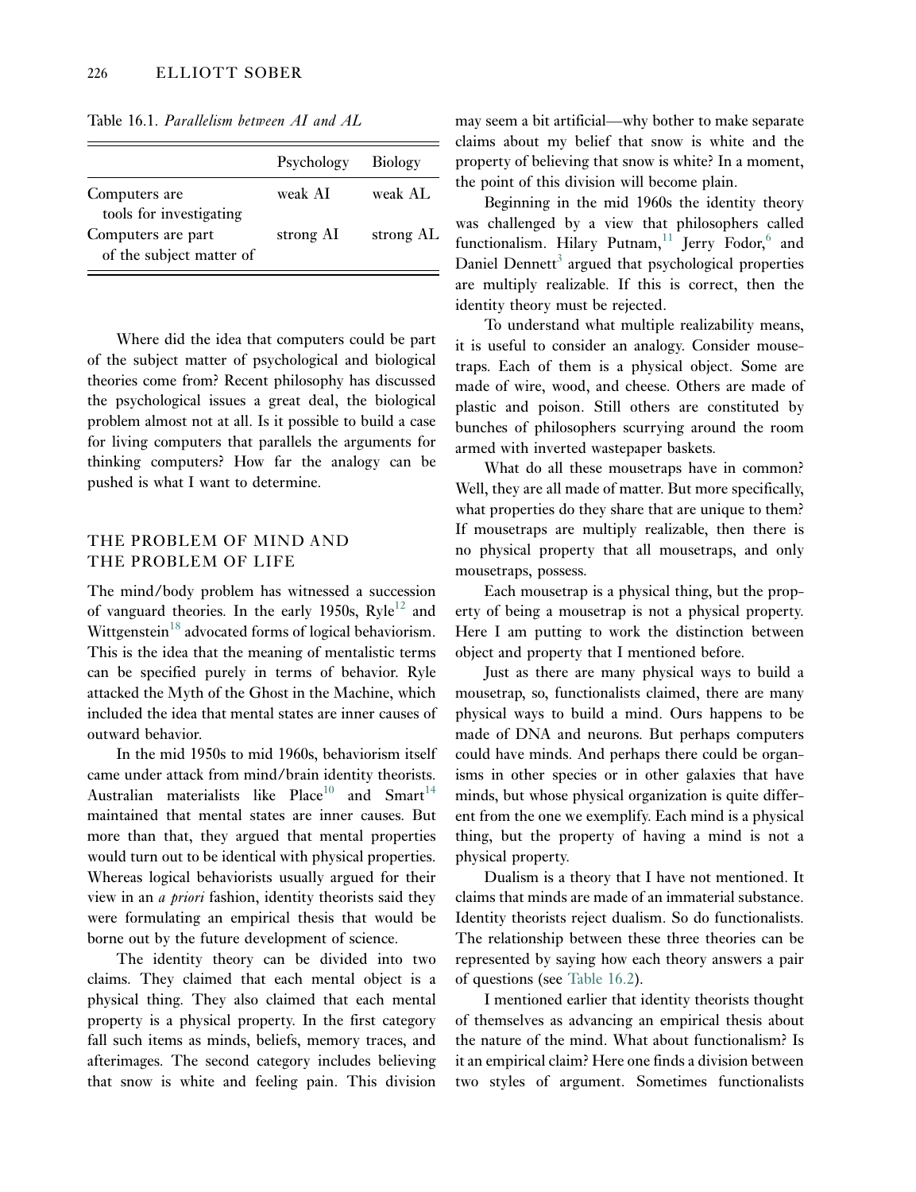Table 16.1. *Parallelism between AI and AL*

| | Psychology | Biology |
|---|---|---|
| Computers are tools for investigating | weak AI | weak AL |
| Computers are part of the subject matter of | strong AI | strong AL |

Where did the idea that computers could be part of the subject matter of psychological and biological theories come from? Recent philosophy has discussed the psychological issues a great deal, the biological problem almost not at all. Is it possible to build a case for living computers that parallels the arguments for thinking computers? How far the analogy can be pushed is what I want to determine.

## THE PROBLEM OF MIND AND THE PROBLEM OF LIFE

The mind/body problem has witnessed a succession of vanguard theories. In the early 1950s, Ryle[12] and Wittgenstein[18] advocated forms of logical behaviorism. This is the idea that the meaning of mentalistic terms can be specified purely in terms of behavior. Ryle attacked the Myth of the Ghost in the Machine, which included the idea that mental states are inner causes of outward behavior.

In the mid 1950s to mid 1960s, behaviorism itself came under attack from mind/brain identity theorists. Australian materialists like Place[10] and Smart[14] maintained that mental states are inner causes. But more than that, they argued that mental properties would turn out to be identical with physical properties. Whereas logical behaviorists usually argued for their view in an *a priori* fashion, identity theorists said they were formulating an empirical thesis that would be borne out by the future development of science.

The identity theory can be divided into two claims. They claimed that each mental object is a physical thing. They also claimed that each mental property is a physical property. In the first category fall such items as minds, beliefs, memory traces, and afterimages. The second category includes believing that snow is white and feeling pain. This division may seem a bit artificial—why bother to make separate claims about my belief that snow is white and the property of believing that snow is white? In a moment, the point of this division will become plain.

Beginning in the mid 1960s the identity theory was challenged by a view that philosophers called functionalism. Hilary Putnam,[11] Jerry Fodor,[6] and Daniel Dennett[3] argued that psychological properties are multiply realizable. If this is correct, then the identity theory must be rejected.

To understand what multiple realizability means, it is useful to consider an analogy. Consider mousetraps. Each of them is a physical object. Some are made of wire, wood, and cheese. Others are made of plastic and poison. Still others are constituted by bunches of philosophers scurrying around the room armed with inverted wastepaper baskets.

What do all these mousetraps have in common? Well, they are all made of matter. But more specifically, what properties do they share that are unique to them? If mousetraps are multiply realizable, then there is no physical property that all mousetraps, and only mousetraps, possess.

Each mousetrap is a physical thing, but the property of being a mousetrap is not a physical property. Here I am putting to work the distinction between object and property that I mentioned before.

Just as there are many physical ways to build a mousetrap, so, functionalists claimed, there are many physical ways to build a mind. Ours happens to be made of DNA and neurons. But perhaps computers could have minds. And perhaps there could be organisms in other species or in other galaxies that have minds, but whose physical organization is quite different from the one we exemplify. Each mind is a physical thing, but the property of having a mind is not a physical property.

Dualism is a theory that I have not mentioned. It claims that minds are made of an immaterial substance. Identity theorists reject dualism. So do functionalists. The relationship between these three theories can be represented by saying how each theory answers a pair of questions (see Table 16.2).

I mentioned earlier that identity theorists thought of themselves as advancing an empirical thesis about the nature of the mind. What about functionalism? Is it an empirical claim? Here one finds a division between two styles of argument. Sometimes functionalists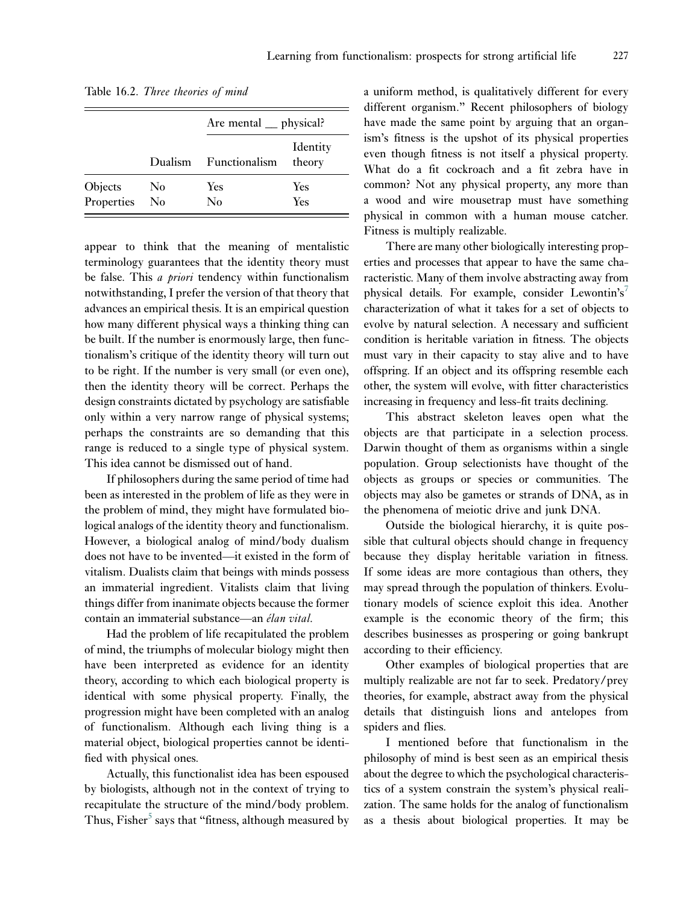Table 16.2. *Three theories of mind*

| | Are mental __ physical? | | |
|---|---|---|---|
| | Dualism | Functionalism | Identity theory |
| Objects | No | Yes | Yes |
| Properties | No | No | Yes |

appear to think that the meaning of mentalistic terminology guarantees that the identity theory must be false. This *a priori* tendency within functionalism notwithstanding, I prefer the version of that theory that advances an empirical thesis. It is an empirical question how many different physical ways a thinking thing can be built. If the number is enormously large, then functionalism's critique of the identity theory will turn out to be right. If the number is very small (or even one), then the identity theory will be correct. Perhaps the design constraints dictated by psychology are satisfiable only within a very narrow range of physical systems; perhaps the constraints are so demanding that this range is reduced to a single type of physical system. This idea cannot be dismissed out of hand.

If philosophers during the same period of time had been as interested in the problem of life as they were in the problem of mind, they might have formulated biological analogs of the identity theory and functionalism. However, a biological analog of mind/body dualism does not have to be invented—it existed in the form of vitalism. Dualists claim that beings with minds possess an immaterial ingredient. Vitalists claim that living things differ from inanimate objects because the former contain an immaterial substance—an *élan vital*.

Had the problem of life recapitulated the problem of mind, the triumphs of molecular biology might then have been interpreted as evidence for an identity theory, according to which each biological property is identical with some physical property. Finally, the progression might have been completed with an analog of functionalism. Although each living thing is a material object, biological properties cannot be identified with physical ones.

Actually, this functionalist idea has been espoused by biologists, although not in the context of trying to recapitulate the structure of the mind/body problem. Thus, Fisher[5] says that "fitness, although measured by a uniform method, is qualitatively different for every different organism." Recent philosophers of biology have made the same point by arguing that an organism's fitness is the upshot of its physical properties even though fitness is not itself a physical property. What do a fit cockroach and a fit zebra have in common? Not any physical property, any more than a wood and wire mousetrap must have something physical in common with a human mouse catcher. Fitness is multiply realizable.

There are many other biologically interesting properties and processes that appear to have the same characteristic. Many of them involve abstracting away from physical details. For example, consider Lewontin's[7] characterization of what it takes for a set of objects to evolve by natural selection. A necessary and sufficient condition is heritable variation in fitness. The objects must vary in their capacity to stay alive and to have offspring. If an object and its offspring resemble each other, the system will evolve, with fitter characteristics increasing in frequency and less-fit traits declining.

This abstract skeleton leaves open what the objects are that participate in a selection process. Darwin thought of them as organisms within a single population. Group selectionists have thought of the objects as groups or species or communities. The objects may also be gametes or strands of DNA, as in the phenomena of meiotic drive and junk DNA.

Outside the biological hierarchy, it is quite possible that cultural objects should change in frequency because they display heritable variation in fitness. If some ideas are more contagious than others, they may spread through the population of thinkers. Evolutionary models of science exploit this idea. Another example is the economic theory of the firm; this describes businesses as prospering or going bankrupt according to their efficiency.

Other examples of biological properties that are multiply realizable are not far to seek. Predatory/prey theories, for example, abstract away from the physical details that distinguish lions and antelopes from spiders and flies.

I mentioned before that functionalism in the philosophy of mind is best seen as an empirical thesis about the degree to which the psychological characteristics of a system constrain the system's physical realization. The same holds for the analog of functionalism as a thesis about biological properties. It may be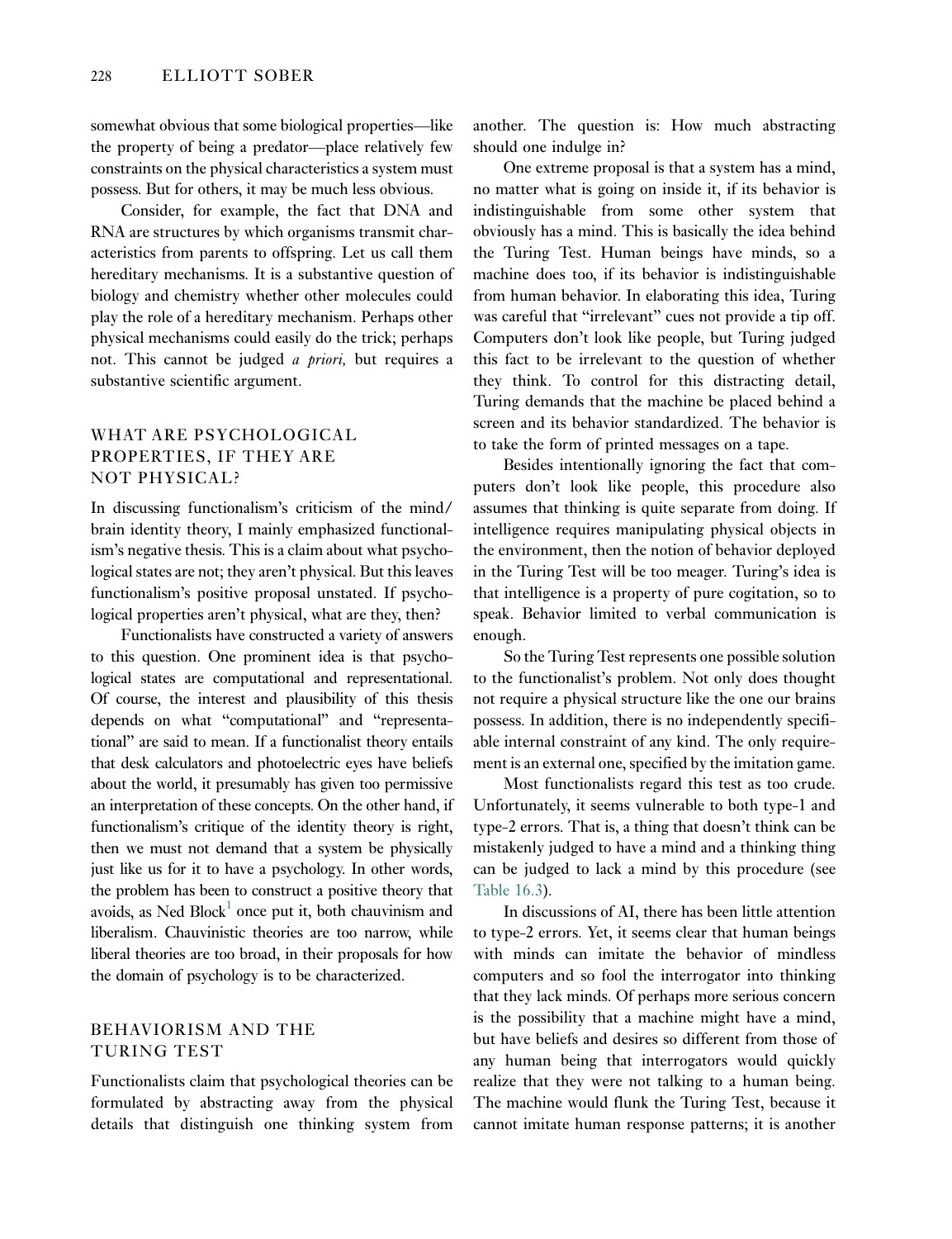somewhat obvious that some biological properties—like the property of being a predator—place relatively few constraints on the physical characteristics a system must possess. But for others, it may be much less obvious.

Consider, for example, the fact that DNA and RNA are structures by which organisms transmit characteristics from parents to offspring. Let us call them hereditary mechanisms. It is a substantive question of biology and chemistry whether other molecules could play the role of a hereditary mechanism. Perhaps other physical mechanisms could easily do the trick; perhaps not. This cannot be judged *a priori,* but requires a substantive scientific argument.

## WHAT ARE PSYCHOLOGICAL PROPERTIES, IF THEY ARE NOT PHYSICAL?

In discussing functionalism's criticism of the mind/brain identity theory, I mainly emphasized functionalism's negative thesis. This is a claim about what psychological states are not; they aren't physical. But this leaves functionalism's positive proposal unstated. If psychological properties aren't physical, what are they, then?

Functionalists have constructed a variety of answers to this question. One prominent idea is that psychological states are computational and representational. Of course, the interest and plausibility of this thesis depends on what "computational" and "representational" are said to mean. If a functionalist theory entails that desk calculators and photoelectric eyes have beliefs about the world, it presumably has given too permissive an interpretation of these concepts. On the other hand, if functionalism's critique of the identity theory is right, then we must not demand that a system be physically just like us for it to have a psychology. In other words, the problem has been to construct a positive theory that avoids, as Ned Block[1] once put it, both chauvinism and liberalism. Chauvinistic theories are too narrow, while liberal theories are too broad, in their proposals for how the domain of psychology is to be characterized.

## BEHAVIORISM AND THE TURING TEST

Functionalists claim that psychological theories can be formulated by abstracting away from the physical details that distinguish one thinking system from another. The question is: How much abstracting should one indulge in?

One extreme proposal is that a system has a mind, no matter what is going on inside it, if its behavior is indistinguishable from some other system that obviously has a mind. This is basically the idea behind the Turing Test. Human beings have minds, so a machine does too, if its behavior is indistinguishable from human behavior. In elaborating this idea, Turing was careful that "irrelevant" cues not provide a tip off. Computers don't look like people, but Turing judged this fact to be irrelevant to the question of whether they think. To control for this distracting detail, Turing demands that the machine be placed behind a screen and its behavior standardized. The behavior is to take the form of printed messages on a tape.

Besides intentionally ignoring the fact that computers don't look like people, this procedure also assumes that thinking is quite separate from doing. If intelligence requires manipulating physical objects in the environment, then the notion of behavior deployed in the Turing Test will be too meager. Turing's idea is that intelligence is a property of pure cogitation, so to speak. Behavior limited to verbal communication is enough.

So the Turing Test represents one possible solution to the functionalist's problem. Not only does thought not require a physical structure like the one our brains possess. In addition, there is no independently specifiable internal constraint of any kind. The only requirement is an external one, specified by the imitation game.

Most functionalists regard this test as too crude. Unfortunately, it seems vulnerable to both type-1 and type-2 errors. That is, a thing that doesn't think can be mistakenly judged to have a mind and a thinking thing can be judged to lack a mind by this procedure (see Table 16.3).

In discussions of AI, there has been little attention to type-2 errors. Yet, it seems clear that human beings with minds can imitate the behavior of mindless computers and so fool the interrogator into thinking that they lack minds. Of perhaps more serious concern is the possibility that a machine might have a mind, but have beliefs and desires so different from those of any human being that interrogators would quickly realize that they were not talking to a human being. The machine would flunk the Turing Test, because it cannot imitate human response patterns; it is another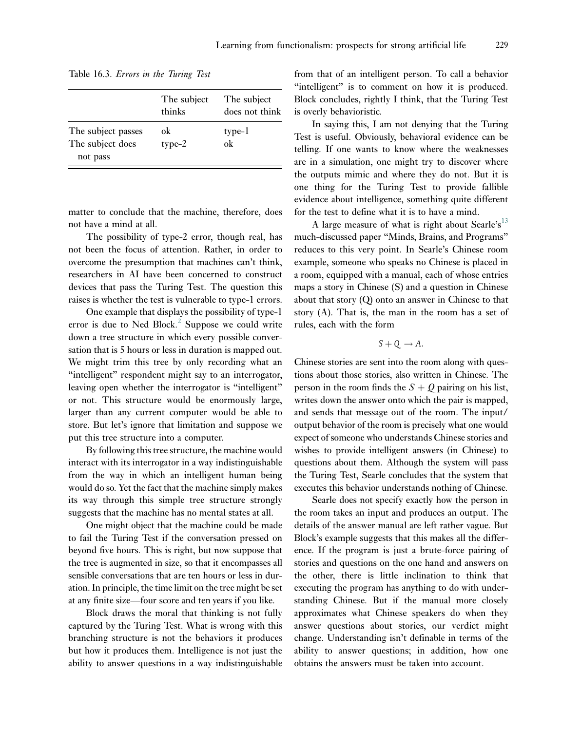Table 16.3. *Errors in the Turing Test*

| | The subject thinks | The subject does not think |
|---|---|---|
| The subject passes | ok | type-1 |
| The subject does not pass | type-2 | ok |

matter to conclude that the machine, therefore, does not have a mind at all.

The possibility of type-2 error, though real, has not been the focus of attention. Rather, in order to overcome the presumption that machines can't think, researchers in AI have been concerned to construct devices that pass the Turing Test. The question this raises is whether the test is vulnerable to type-1 errors.

One example that displays the possibility of type-1 error is due to Ned Block.[2] Suppose we could write down a tree structure in which every possible conversation that is 5 hours or less in duration is mapped out. We might trim this tree by only recording what an "intelligent" respondent might say to an interrogator, leaving open whether the interrogator is "intelligent" or not. This structure would be enormously large, larger than any current computer would be able to store. But let's ignore that limitation and suppose we put this tree structure into a computer.

By following this tree structure, the machine would interact with its interrogator in a way indistinguishable from the way in which an intelligent human being would do so. Yet the fact that the machine simply makes its way through this simple tree structure strongly suggests that the machine has no mental states at all.

One might object that the machine could be made to fail the Turing Test if the conversation pressed on beyond five hours. This is right, but now suppose that the tree is augmented in size, so that it encompasses all sensible conversations that are ten hours or less in duration. In principle, the time limit on the tree might be set at any finite size—four score and ten years if you like.

Block draws the moral that thinking is not fully captured by the Turing Test. What is wrong with this branching structure is not the behaviors it produces but how it produces them. Intelligence is not just the ability to answer questions in a way indistinguishable from that of an intelligent person. To call a behavior "intelligent" is to comment on how it is produced. Block concludes, rightly I think, that the Turing Test is overly behavioristic.

In saying this, I am not denying that the Turing Test is useful. Obviously, behavioral evidence can be telling. If one wants to know where the weaknesses are in a simulation, one might try to discover where the outputs mimic and where they do not. But it is one thing for the Turing Test to provide fallible evidence about intelligence, something quite different for the test to define what it is to have a mind.

A large measure of what is right about Searle's[13] much-discussed paper "Minds, Brains, and Programs" reduces to this very point. In Searle's Chinese room example, someone who speaks no Chinese is placed in a room, equipped with a manual, each of whose entries maps a story in Chinese (S) and a question in Chinese about that story (Q) onto an answer in Chinese to that story (A). That is, the man in the room has a set of rules, each with the form

$$S + Q \rightarrow A.$$

Chinese stories are sent into the room along with questions about those stories, also written in Chinese. The person in the room finds the $S + Q$ pairing on his list, writes down the answer onto which the pair is mapped, and sends that message out of the room. The input/output behavior of the room is precisely what one would expect of someone who understands Chinese stories and wishes to provide intelligent answers (in Chinese) to questions about them. Although the system will pass the Turing Test, Searle concludes that the system that executes this behavior understands nothing of Chinese.

Searle does not specify exactly how the person in the room takes an input and produces an output. The details of the answer manual are left rather vague. But Block's example suggests that this makes all the difference. If the program is just a brute-force pairing of stories and questions on the one hand and answers on the other, there is little inclination to think that executing the program has anything to do with understanding Chinese. But if the manual more closely approximates what Chinese speakers do when they answer questions about stories, our verdict might change. Understanding isn't definable in terms of the ability to answer questions; in addition, how one obtains the answers must be taken into account.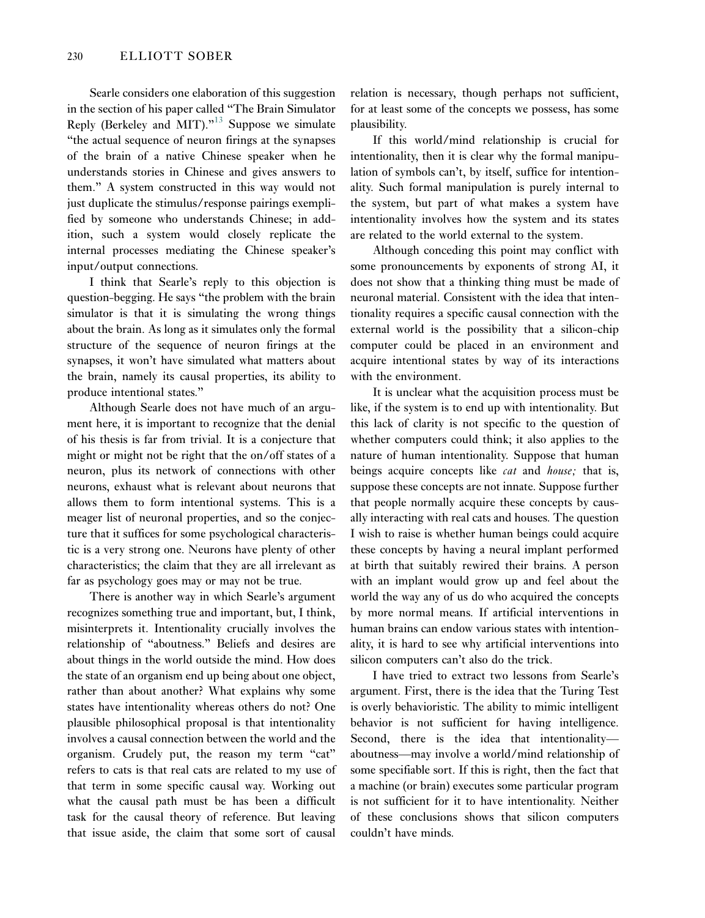Searle considers one elaboration of this suggestion in the section of his paper called "The Brain Simulator Reply (Berkeley and MIT)."[13] Suppose we simulate "the actual sequence of neuron firings at the synapses of the brain of a native Chinese speaker when he understands stories in Chinese and gives answers to them." A system constructed in this way would not just duplicate the stimulus/response pairings exemplified by someone who understands Chinese; in addition, such a system would closely replicate the internal processes mediating the Chinese speaker's input/output connections.

I think that Searle's reply to this objection is question-begging. He says "the problem with the brain simulator is that it is simulating the wrong things about the brain. As long as it simulates only the formal structure of the sequence of neuron firings at the synapses, it won't have simulated what matters about the brain, namely its causal properties, its ability to produce intentional states."

Although Searle does not have much of an argument here, it is important to recognize that the denial of his thesis is far from trivial. It is a conjecture that might or might not be right that the on/off states of a neuron, plus its network of connections with other neurons, exhaust what is relevant about neurons that allows them to form intentional systems. This is a meager list of neuronal properties, and so the conjecture that it suffices for some psychological characteristic is a very strong one. Neurons have plenty of other characteristics; the claim that they are all irrelevant as far as psychology goes may or may not be true.

There is another way in which Searle's argument recognizes something true and important, but, I think, misinterprets it. Intentionality crucially involves the relationship of "aboutness." Beliefs and desires are about things in the world outside the mind. How does the state of an organism end up being about one object, rather than about another? What explains why some states have intentionality whereas others do not? One plausible philosophical proposal is that intentionality involves a causal connection between the world and the organism. Crudely put, the reason my term "cat" refers to cats is that real cats are related to my use of that term in some specific causal way. Working out what the causal path must be has been a difficult task for the causal theory of reference. But leaving that issue aside, the claim that some sort of causal relation is necessary, though perhaps not sufficient, for at least some of the concepts we possess, has some plausibility.

If this world/mind relationship is crucial for intentionality, then it is clear why the formal manipulation of symbols can't, by itself, suffice for intentionality. Such formal manipulation is purely internal to the system, but part of what makes a system have intentionality involves how the system and its states are related to the world external to the system.

Although conceding this point may conflict with some pronouncements by exponents of strong AI, it does not show that a thinking thing must be made of neuronal material. Consistent with the idea that intentionality requires a specific causal connection with the external world is the possibility that a silicon-chip computer could be placed in an environment and acquire intentional states by way of its interactions with the environment.

It is unclear what the acquisition process must be like, if the system is to end up with intentionality. But this lack of clarity is not specific to the question of whether computers could think; it also applies to the nature of human intentionality. Suppose that human beings acquire concepts like *cat* and *house;* that is, suppose these concepts are not innate. Suppose further that people normally acquire these concepts by causally interacting with real cats and houses. The question I wish to raise is whether human beings could acquire these concepts by having a neural implant performed at birth that suitably rewired their brains. A person with an implant would grow up and feel about the world the way any of us do who acquired the concepts by more normal means. If artificial interventions in human brains can endow various states with intentionality, it is hard to see why artificial interventions into silicon computers can't also do the trick.

I have tried to extract two lessons from Searle's argument. First, there is the idea that the Turing Test is overly behavioristic. The ability to mimic intelligent behavior is not sufficient for having intelligence. Second, there is the idea that intentionality—aboutness—may involve a world/mind relationship of some specifiable sort. If this is right, then the fact that a machine (or brain) executes some particular program is not sufficient for it to have intentionality. Neither of these conclusions shows that silicon computers couldn't have minds.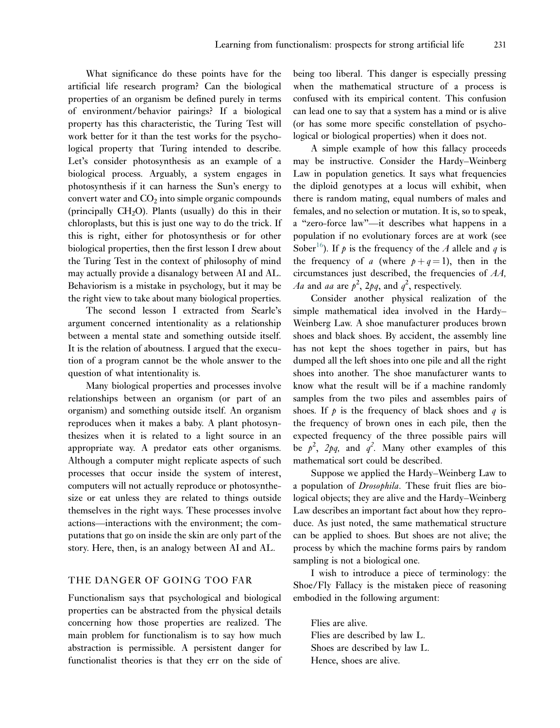What significance do these points have for the artificial life research program? Can the biological properties of an organism be defined purely in terms of environment/behavior pairings? If a biological property has this characteristic, the Turing Test will work better for it than the test works for the psychological property that Turing intended to describe. Let's consider photosynthesis as an example of a biological process. Arguably, a system engages in photosynthesis if it can harness the Sun's energy to convert water and $CO_2$ into simple organic compounds (principally $CH_2O$). Plants (usually) do this in their chloroplasts, but this is just one way to do the trick. If this is right, either for photosynthesis or for other biological properties, then the first lesson I drew about the Turing Test in the context of philosophy of mind may actually provide a disanalogy between AI and AL. Behaviorism is a mistake in psychology, but it may be the right view to take about many biological properties.

The second lesson I extracted from Searle's argument concerned intentionality as a relationship between a mental state and something outside itself. It is the relation of aboutness. I argued that the execution of a program cannot be the whole answer to the question of what intentionality is.

Many biological properties and processes involve relationships between an organism (or part of an organism) and something outside itself. An organism reproduces when it makes a baby. A plant photosynthesizes when it is related to a light source in an appropriate way. A predator eats other organisms. Although a computer might replicate aspects of such processes that occur inside the system of interest, computers will not actually reproduce or photosynthesize or eat unless they are related to things outside themselves in the right ways. These processes involve actions—interactions with the environment; the computations that go on inside the skin are only part of the story. Here, then, is an analogy between AI and AL.

## THE DANGER OF GOING TOO FAR

Functionalism says that psychological and biological properties can be abstracted from the physical details concerning how those properties are realized. The main problem for functionalism is to say how much abstraction is permissible. A persistent danger for functionalist theories is that they err on the side of being too liberal. This danger is especially pressing when the mathematical structure of a process is confused with its empirical content. This confusion can lead one to say that a system has a mind or is alive (or has some more specific constellation of psychological or biological properties) when it does not.

A simple example of how this fallacy proceeds may be instructive. Consider the Hardy–Weinberg Law in population genetics. It says what frequencies the diploid genotypes at a locus will exhibit, when there is random mating, equal numbers of males and females, and no selection or mutation. It is, so to speak, a "zero-force law"—it describes what happens in a population if no evolutionary forces are at work (see Sober[16]). If $p$ is the frequency of the $A$ allele and $q$ is the frequency of $a$ (where $p+q=1$), then in the circumstances just described, the frequencies of $AA$, $Aa$ and $aa$ are $p^2$, $2pq$, and $q^2$, respectively.

Consider another physical realization of the simple mathematical idea involved in the Hardy–Weinberg Law. A shoe manufacturer produces brown shoes and black shoes. By accident, the assembly line has not kept the shoes together in pairs, but has dumped all the left shoes into one pile and all the right shoes into another. The shoe manufacturer wants to know what the result will be if a machine randomly samples from the two piles and assembles pairs of shoes. If $p$ is the frequency of black shoes and $q$ is the frequency of brown ones in each pile, then the expected frequency of the three possible pairs will be $p^2$, $2pq$, and $q^2$. Many other examples of this mathematical sort could be described.

Suppose we applied the Hardy–Weinberg Law to a population of *Drosophila*. These fruit flies are biological objects; they are alive and the Hardy–Weinberg Law describes an important fact about how they reproduce. As just noted, the same mathematical structure can be applied to shoes. But shoes are not alive; the process by which the machine forms pairs by random sampling is not a biological one.

I wish to introduce a piece of terminology: the Shoe/Fly Fallacy is the mistaken piece of reasoning embodied in the following argument:

> Flies are alive.
> Flies are described by law L.
> Shoes are described by law L.
> Hence, shoes are alive.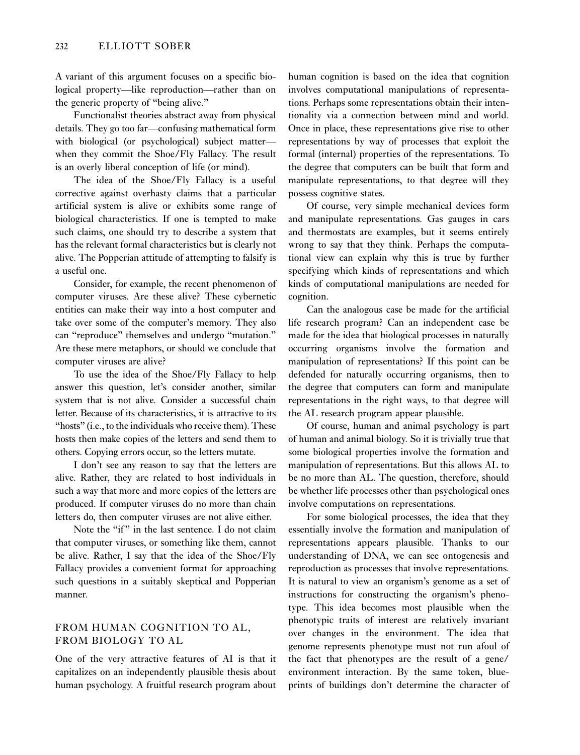A variant of this argument focuses on a specific biological property—like reproduction—rather than on the generic property of "being alive."

Functionalist theories abstract away from physical details. They go too far—confusing mathematical form with biological (or psychological) subject matter—when they commit the Shoe/Fly Fallacy. The result is an overly liberal conception of life (or mind).

The idea of the Shoe/Fly Fallacy is a useful corrective against overhasty claims that a particular artificial system is alive or exhibits some range of biological characteristics. If one is tempted to make such claims, one should try to describe a system that has the relevant formal characteristics but is clearly not alive. The Popperian attitude of attempting to falsify is a useful one.

Consider, for example, the recent phenomenon of computer viruses. Are these alive? These cybernetic entities can make their way into a host computer and take over some of the computer's memory. They also can "reproduce" themselves and undergo "mutation." Are these mere metaphors, or should we conclude that computer viruses are alive?

To use the idea of the Shoe/Fly Fallacy to help answer this question, let's consider another, similar system that is not alive. Consider a successful chain letter. Because of its characteristics, it is attractive to its "hosts" (i.e., to the individuals who receive them). These hosts then make copies of the letters and send them to others. Copying errors occur, so the letters mutate.

I don't see any reason to say that the letters are alive. Rather, they are related to host individuals in such a way that more and more copies of the letters are produced. If computer viruses do no more than chain letters do, then computer viruses are not alive either.

Note the "if" in the last sentence. I do not claim that computer viruses, or something like them, cannot be alive. Rather, I say that the idea of the Shoe/Fly Fallacy provides a convenient format for approaching such questions in a suitably skeptical and Popperian manner.

## FROM HUMAN COGNITION TO AL, FROM BIOLOGY TO AL

One of the very attractive features of AI is that it capitalizes on an independently plausible thesis about human psychology. A fruitful research program about human cognition is based on the idea that cognition involves computational manipulations of representations. Perhaps some representations obtain their intentionality via a connection between mind and world. Once in place, these representations give rise to other representations by way of processes that exploit the formal (internal) properties of the representations. To the degree that computers can be built that form and manipulate representations, to that degree will they possess cognitive states.

Of course, very simple mechanical devices form and manipulate representations. Gas gauges in cars and thermostats are examples, but it seems entirely wrong to say that they think. Perhaps the computational view can explain why this is true by further specifying which kinds of representations and which kinds of computational manipulations are needed for cognition.

Can the analogous case be made for the artificial life research program? Can an independent case be made for the idea that biological processes in naturally occurring organisms involve the formation and manipulation of representations? If this point can be defended for naturally occurring organisms, then to the degree that computers can form and manipulate representations in the right ways, to that degree will the AL research program appear plausible.

Of course, human and animal psychology is part of human and animal biology. So it is trivially true that some biological properties involve the formation and manipulation of representations. But this allows AL to be no more than AL. The question, therefore, should be whether life processes other than psychological ones involve computations on representations.

For some biological processes, the idea that they essentially involve the formation and manipulation of representations appears plausible. Thanks to our understanding of DNA, we can see ontogenesis and reproduction as processes that involve representations. It is natural to view an organism's genome as a set of instructions for constructing the organism's phenotype. This idea becomes most plausible when the phenotypic traits of interest are relatively invariant over changes in the environment. The idea that genome represents phenotype must not run afoul of the fact that phenotypes are the result of a gene/environment interaction. By the same token, blueprints of buildings don't determine the character of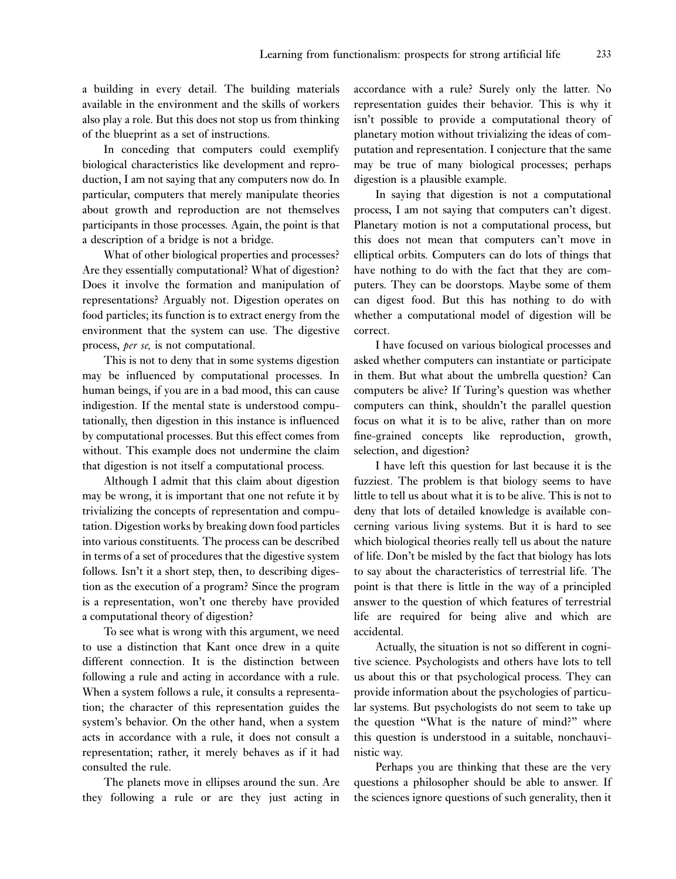a building in every detail. The building materials available in the environment and the skills of workers also play a role. But this does not stop us from thinking of the blueprint as a set of instructions.

In conceding that computers could exemplify biological characteristics like development and reproduction, I am not saying that any computers now do. In particular, computers that merely manipulate theories about growth and reproduction are not themselves participants in those processes. Again, the point is that a description of a bridge is not a bridge.

What of other biological properties and processes? Are they essentially computational? What of digestion? Does it involve the formation and manipulation of representations? Arguably not. Digestion operates on food particles; its function is to extract energy from the environment that the system can use. The digestive process, *per se,* is not computational.

This is not to deny that in some systems digestion may be influenced by computational processes. In human beings, if you are in a bad mood, this can cause indigestion. If the mental state is understood computationally, then digestion in this instance is influenced by computational processes. But this effect comes from without. This example does not undermine the claim that digestion is not itself a computational process.

Although I admit that this claim about digestion may be wrong, it is important that one not refute it by trivializing the concepts of representation and computation. Digestion works by breaking down food particles into various constituents. The process can be described in terms of a set of procedures that the digestive system follows. Isn't it a short step, then, to describing digestion as the execution of a program? Since the program is a representation, won't one thereby have provided a computational theory of digestion?

To see what is wrong with this argument, we need to use a distinction that Kant once drew in a quite different connection. It is the distinction between following a rule and acting in accordance with a rule. When a system follows a rule, it consults a representation; the character of this representation guides the system's behavior. On the other hand, when a system acts in accordance with a rule, it does not consult a representation; rather, it merely behaves as if it had consulted the rule.

The planets move in ellipses around the sun. Are they following a rule or are they just acting in accordance with a rule? Surely only the latter. No representation guides their behavior. This is why it isn't possible to provide a computational theory of planetary motion without trivializing the ideas of computation and representation. I conjecture that the same may be true of many biological processes; perhaps digestion is a plausible example.

In saying that digestion is not a computational process, I am not saying that computers can't digest. Planetary motion is not a computational process, but this does not mean that computers can't move in elliptical orbits. Computers can do lots of things that have nothing to do with the fact that they are computers. They can be doorstops. Maybe some of them can digest food. But this has nothing to do with whether a computational model of digestion will be correct.

I have focused on various biological processes and asked whether computers can instantiate or participate in them. But what about the umbrella question? Can computers be alive? If Turing's question was whether computers can think, shouldn't the parallel question focus on what it is to be alive, rather than on more fine-grained concepts like reproduction, growth, selection, and digestion?

I have left this question for last because it is the fuzziest. The problem is that biology seems to have little to tell us about what it is to be alive. This is not to deny that lots of detailed knowledge is available concerning various living systems. But it is hard to see which biological theories really tell us about the nature of life. Don't be misled by the fact that biology has lots to say about the characteristics of terrestrial life. The point is that there is little in the way of a principled answer to the question of which features of terrestrial life are required for being alive and which are accidental.

Actually, the situation is not so different in cognitive science. Psychologists and others have lots to tell us about this or that psychological process. They can provide information about the psychologies of particular systems. But psychologists do not seem to take up the question "What is the nature of mind?" where this question is understood in a suitable, nonchauvinistic way.

Perhaps you are thinking that these are the very questions a philosopher should be able to answer. If the sciences ignore questions of such generality, then it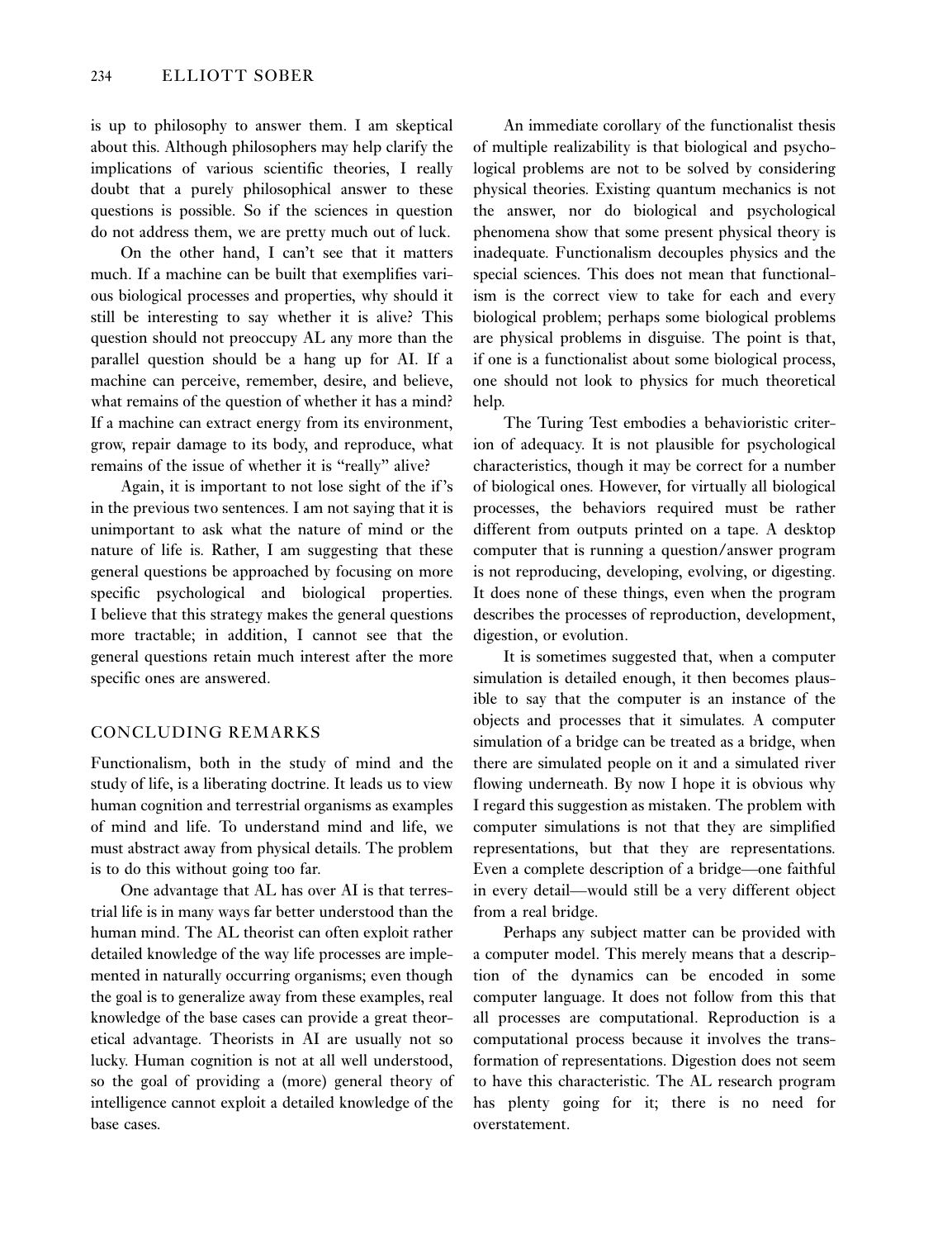is up to philosophy to answer them. I am skeptical about this. Although philosophers may help clarify the implications of various scientific theories, I really doubt that a purely philosophical answer to these questions is possible. So if the sciences in question do not address them, we are pretty much out of luck.

On the other hand, I can't see that it matters much. If a machine can be built that exemplifies various biological processes and properties, why should it still be interesting to say whether it is alive? This question should not preoccupy AL any more than the parallel question should be a hang up for AI. If a machine can perceive, remember, desire, and believe, what remains of the question of whether it has a mind? If a machine can extract energy from its environment, grow, repair damage to its body, and reproduce, what remains of the issue of whether it is "really" alive?

Again, it is important to not lose sight of the if's in the previous two sentences. I am not saying that it is unimportant to ask what the nature of mind or the nature of life is. Rather, I am suggesting that these general questions be approached by focusing on more specific psychological and biological properties. I believe that this strategy makes the general questions more tractable; in addition, I cannot see that the general questions retain much interest after the more specific ones are answered.

## CONCLUDING REMARKS

Functionalism, both in the study of mind and the study of life, is a liberating doctrine. It leads us to view human cognition and terrestrial organisms as examples of mind and life. To understand mind and life, we must abstract away from physical details. The problem is to do this without going too far.

One advantage that AL has over AI is that terrestrial life is in many ways far better understood than the human mind. The AL theorist can often exploit rather detailed knowledge of the way life processes are implemented in naturally occurring organisms; even though the goal is to generalize away from these examples, real knowledge of the base cases can provide a great theoretical advantage. Theorists in AI are usually not so lucky. Human cognition is not at all well understood, so the goal of providing a (more) general theory of intelligence cannot exploit a detailed knowledge of the base cases.

An immediate corollary of the functionalist thesis of multiple realizability is that biological and psychological problems are not to be solved by considering physical theories. Existing quantum mechanics is not the answer, nor do biological and psychological phenomena show that some present physical theory is inadequate. Functionalism decouples physics and the special sciences. This does not mean that functionalism is the correct view to take for each and every biological problem; perhaps some biological problems are physical problems in disguise. The point is that, if one is a functionalist about some biological process, one should not look to physics for much theoretical help.

The Turing Test embodies a behavioristic criterion of adequacy. It is not plausible for psychological characteristics, though it may be correct for a number of biological ones. However, for virtually all biological processes, the behaviors required must be rather different from outputs printed on a tape. A desktop computer that is running a question/answer program is not reproducing, developing, evolving, or digesting. It does none of these things, even when the program describes the processes of reproduction, development, digestion, or evolution.

It is sometimes suggested that, when a computer simulation is detailed enough, it then becomes plausible to say that the computer is an instance of the objects and processes that it simulates. A computer simulation of a bridge can be treated as a bridge, when there are simulated people on it and a simulated river flowing underneath. By now I hope it is obvious why I regard this suggestion as mistaken. The problem with computer simulations is not that they are simplified representations, but that they are representations. Even a complete description of a bridge—one faithful in every detail—would still be a very different object from a real bridge.

Perhaps any subject matter can be provided with a computer model. This merely means that a description of the dynamics can be encoded in some computer language. It does not follow from this that all processes are computational. Reproduction is a computational process because it involves the transformation of representations. Digestion does not seem to have this characteristic. The AL research program has plenty going for it; there is no need for overstatement.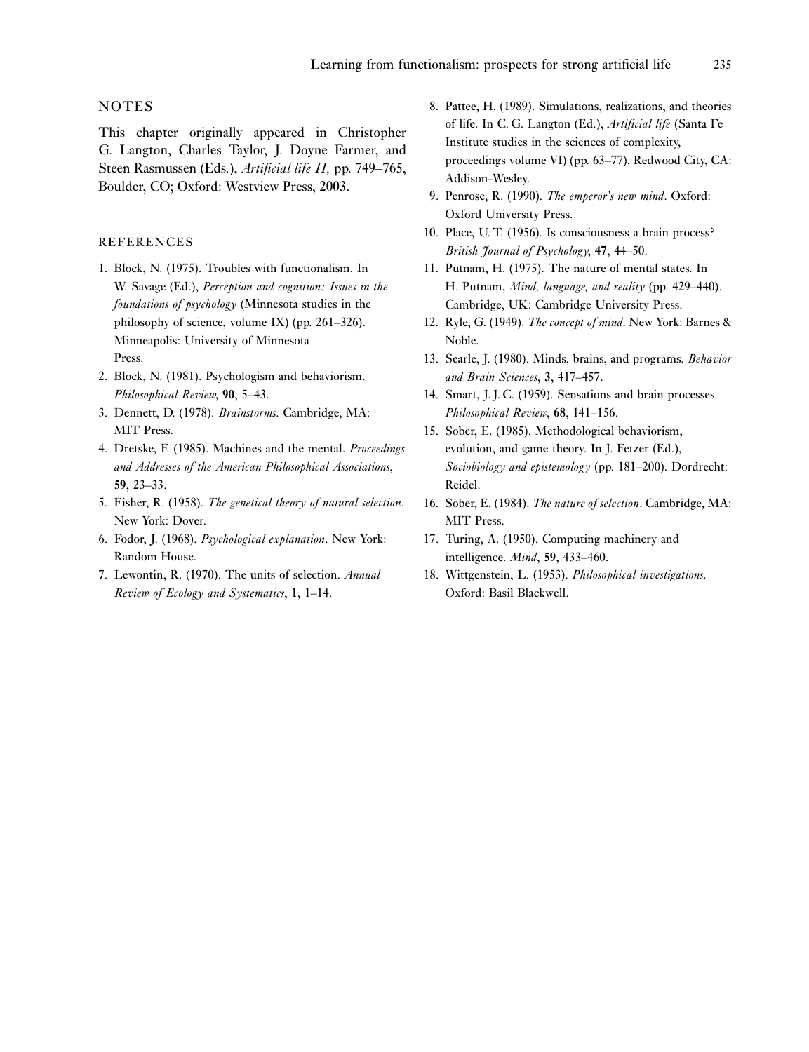## NOTES

This chapter originally appeared in Christopher G. Langton, Charles Taylor, J. Doyne Farmer, and Steen Rasmussen (Eds.), *Artificial life II,* pp. 749–765, Boulder, CO; Oxford: Westview Press, 2003.

## REFERENCES

1. Block, N. (1975). Troubles with functionalism. In W. Savage (Ed.), *Perception and cognition: Issues in the foundations of psychology* (Minnesota studies in the philosophy of science, volume IX) (pp. 261–326). Minneapolis: University of Minnesota Press.
2. Block, N. (1981). Psychologism and behaviorism. *Philosophical Review*, **90**, 5–43.
3. Dennett, D. (1978). *Brainstorms*. Cambridge, MA: MIT Press.
4. Dretske, F. (1985). Machines and the mental. *Proceedings and Addresses of the American Philosophical Associations*, **59**, 23–33.
5. Fisher, R. (1958). *The genetical theory of natural selection*. New York: Dover.
6. Fodor, J. (1968). *Psychological explanation*. New York: Random House.
7. Lewontin, R. (1970). The units of selection. *Annual Review of Ecology and Systematics*, **1**, 1–14.
8. Pattee, H. (1989). Simulations, realizations, and theories of life. In C. G. Langton (Ed.), *Artificial life* (Santa Fe Institute studies in the sciences of complexity, proceedings volume VI) (pp. 63–77). Redwood City, CA: Addison-Wesley.
9. Penrose, R. (1990). *The emperor's new mind*. Oxford: Oxford University Press.
10. Place, U. T. (1956). Is consciousness a brain process? *British Journal of Psychology*, **47**, 44–50.
11. Putnam, H. (1975). The nature of mental states. In H. Putnam, *Mind, language, and reality* (pp. 429–440). Cambridge, UK: Cambridge University Press.
12. Ryle, G. (1949). *The concept of mind*. New York: Barnes & Noble.
13. Searle, J. (1980). Minds, brains, and programs. *Behavior and Brain Sciences*, **3**, 417–457.
14. Smart, J. J. C. (1959). Sensations and brain processes. *Philosophical Review*, **68**, 141–156.
15. Sober, E. (1985). Methodological behaviorism, evolution, and game theory. In J. Fetzer (Ed.), *Sociobiology and epistemology* (pp. 181–200). Dordrecht: Reidel.
16. Sober, E. (1984). *The nature of selection*. Cambridge, MA: MIT Press.
17. Turing, A. (1950). Computing machinery and intelligence. *Mind*, **59**, 433–460.
18. Wittgenstein, L. (1953). *Philosophical investigations*. Oxford: Basil Blackwell.